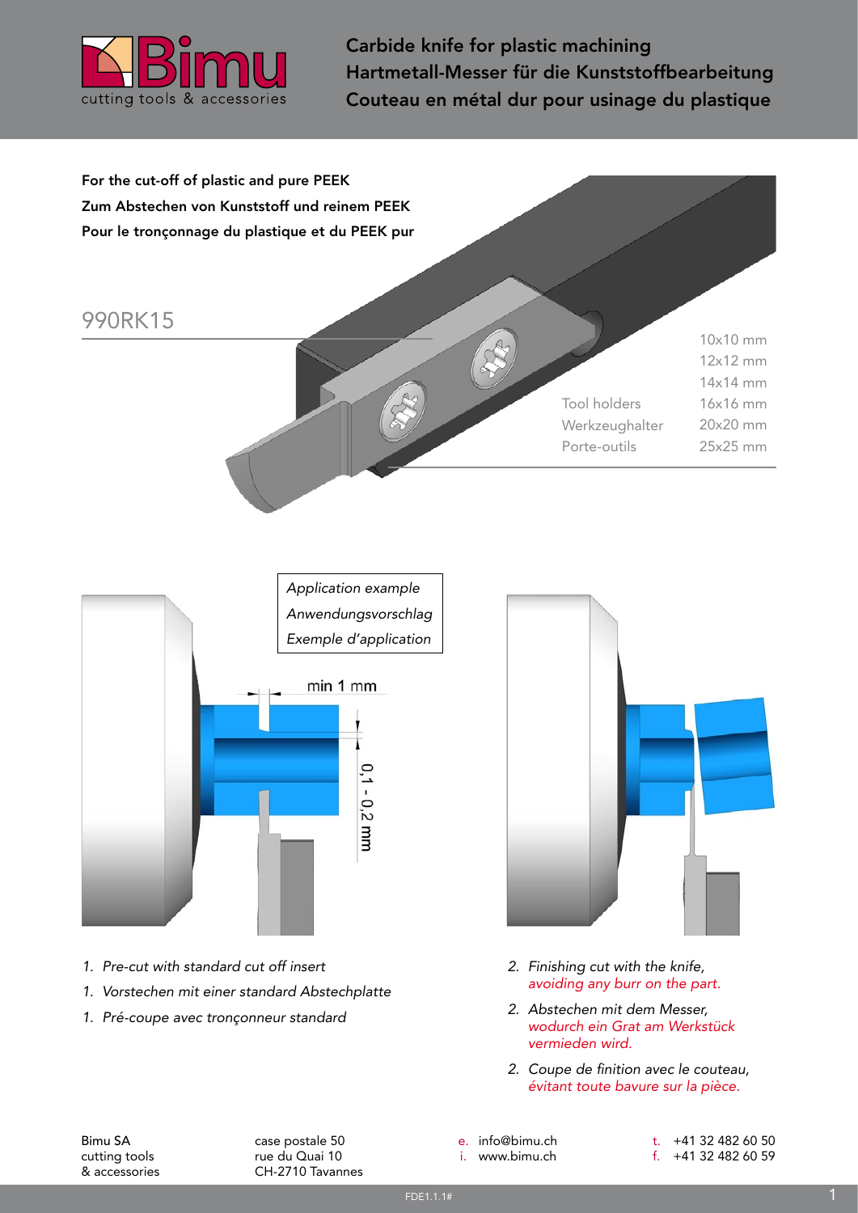# Carbide knife for plastic machining
# Hartmetall-Messer für die Kunststoffbearbeitung
# Couteau en métal dur pour usinage du plastique

**For the cut-off of plastic and pure PEEK**
**Zum Abstechen von Kunststoff und reinem PEEK**
**Pour le tronçonnage du plastique et du PEEK pur**

## 990RK15

| Tool holders / Werkzeughalter / Porte-outils |
|---|
| 10x10 mm |
| 12x12 mm |
| 14x14 mm |
| 16x16 mm |
| 20x20 mm |
| 25x25 mm |

*Application example*
*Anwendungsvorschlag*
*Exemple d'application*

min 1 mm

0,1 - 0,2 mm

1. *Pre-cut with standard cut off insert*
1. *Vorstechen mit einer standard Abstechplatte*
1. *Pré-coupe avec tronçonneur standard*

2. *Finishing cut with the knife, avoiding any burr on the part.*
2. *Abstechen mit dem Messer, wodurch ein Grat am Werkstück vermieden wird.*
2. *Coupe de finition avec le couteau, évitant toute bavure sur la pièce.*

Bimu SA
cutting tools
& accessories

case postale 50
rue du Quai 10
CH-2710 Tavannes

e. info@bimu.ch
i. www.bimu.ch

t. +41 32 482 60 50
f. +41 32 482 60 59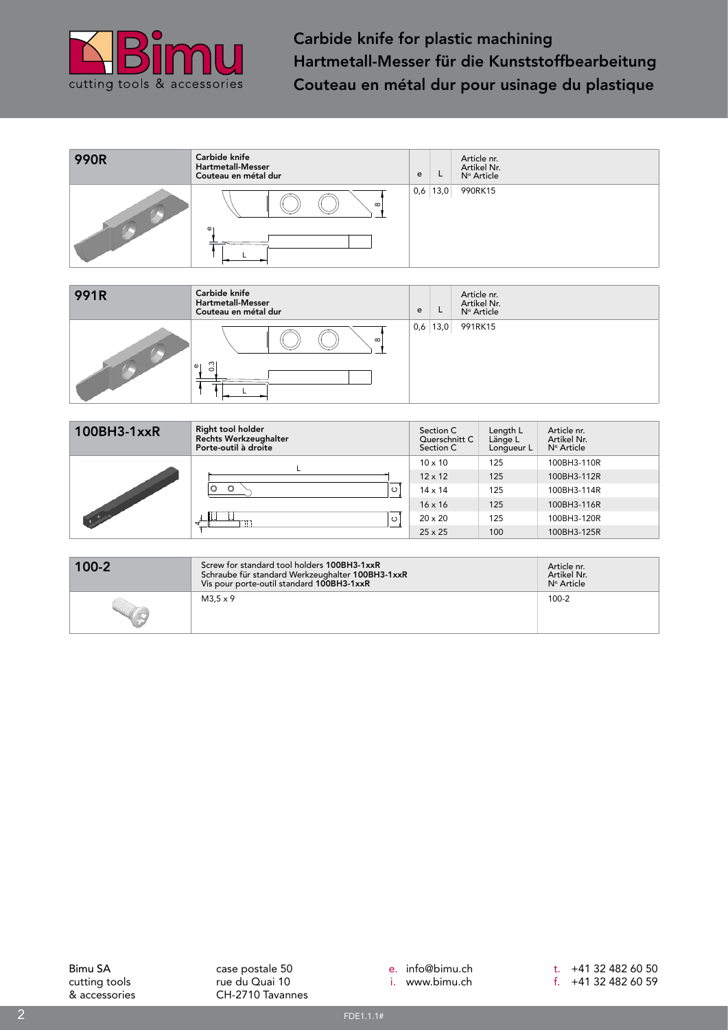# Carbide knife for plastic machining
# Hartmetall-Messer für die Kunststoffbearbeitung
# Couteau en métal dur pour usinage du plastique

## 990R

Carbide knife
Hartmetall-Messer
Couteau en métal dur

| e | L | Article nr. / Artikel Nr. / N° Article |
|---|---|---|
| 0,6 | 13,0 | 990RK15 |

## 991R

Carbide knife
Hartmetall-Messer
Couteau en métal dur

| e | L | Article nr. / Artikel Nr. / N° Article |
|---|---|---|
| 0,6 | 13,0 | 991RK15 |

## 100BH3-1xxR

Right tool holder
Rechts Werkzeughalter
Porte-outil à droite

| Section C / Querschnitt C / Section C | Length L / Länge L / Longueur L | Article nr. / Artikel Nr. / N° Article |
|---|---|---|
| 10 x 10 | 125 | 100BH3-110R |
| 12 x 12 | 125 | 100BH3-112R |
| 14 x 14 | 125 | 100BH3-114R |
| 16 x 16 | 125 | 100BH3-116R |
| 20 x 20 | 125 | 100BH3-120R |
| 25 x 25 | 100 | 100BH3-125R |

## 100-2

| Screw for standard tool holders **100BH3-1xxR** / Schraube für standard Werkzeughalter **100BH3-1xxR** / Vis pour porte-outil standard **100BH3-1xxR** | Article nr. / Artikel Nr. / N° Article |
|---|---|
| M3,5 x 9 | 100-2 |

Bimu SA
cutting tools
& accessories

case postale 50
rue du Quai 10
CH-2710 Tavannes

e. info@bimu.ch
i. www.bimu.ch

t. +41 32 482 60 50
f. +41 32 482 60 59